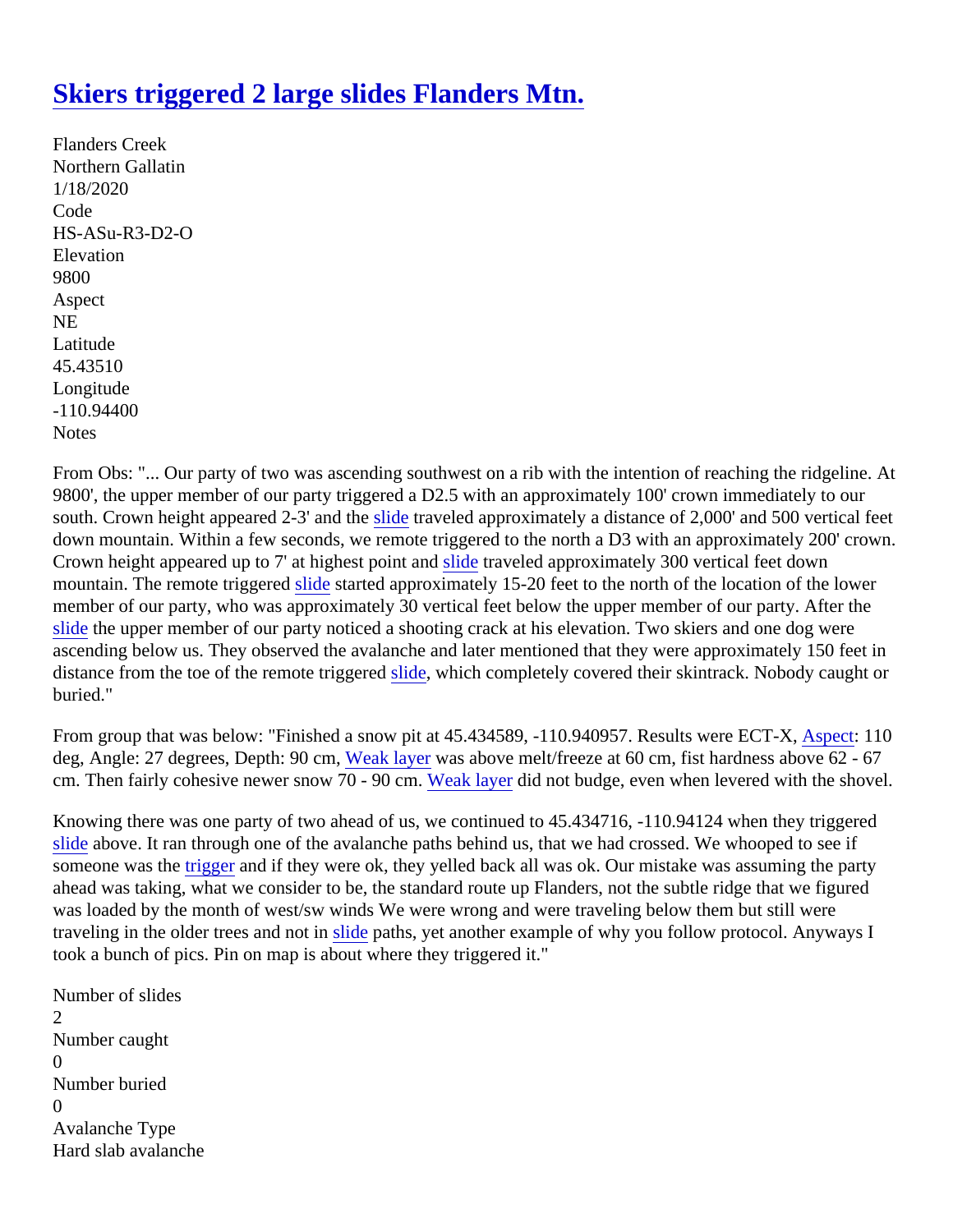# Skiers triggered 2 large slides Flanders Mtn.

Flanders Creek
Northern Gallatin
1/18/2020
Code
HS-ASu-R3-D2-O
Elevation
9800
Aspect
NE
Latitude
45.43510
Longitude
-110.94400
Notes

From Obs: "... Our party of two was ascending southwest on a rib with the intention of reaching the ridgeline. At 9800', the upper member of our party triggered a D2.5 with an approximately 100' crown immediately to our south. Crown height appeared 2-3' and the slide traveled approximately a distance of 2,000' and 500 vertical feet down mountain. Within a few seconds, we remote triggered to the north a D3 with an approximately 200' crown. Crown height appeared up to 7' at highest point and slide traveled approximately 300 vertical feet down mountain. The remote triggered slide started approximately 15-20 feet to the north of the location of the lower member of our party, who was approximately 30 vertical feet below the upper member of our party. After the slide the upper member of our party noticed a shooting crack at his elevation. Two skiers and one dog were ascending below us. They observed the avalanche and later mentioned that they were approximately 150 feet in distance from the toe of the remote triggered slide, which completely covered their skintrack. Nobody caught or buried."

From group that was below: "Finished a snow pit at 45.434589, -110.940957. Results were ECT-X, Aspect: 110 deg, Angle: 27 degrees, Depth: 90 cm, Weak layer was above melt/freeze at 60 cm, fist hardness above 62 - 67 cm. Then fairly cohesive newer snow 70 - 90 cm. Weak layer did not budge, even when levered with the shovel.

Knowing there was one party of two ahead of us, we continued to 45.434716, -110.94124 when they triggered slide above. It ran through one of the avalanche paths behind us, that we had crossed. We whooped to see if someone was the trigger and if they were ok, they yelled back all was ok. Our mistake was assuming the party ahead was taking, what we consider to be, the standard route up Flanders, not the subtle ridge that we figured was loaded by the month of west/sw winds We were wrong and were traveling below them but still were traveling in the older trees and not in slide paths, yet another example of why you follow protocol. Anyways I took a bunch of pics. Pin on map is about where they triggered it."

Number of slides
2
Number caught
0
Number buried
0
Avalanche Type
Hard slab avalanche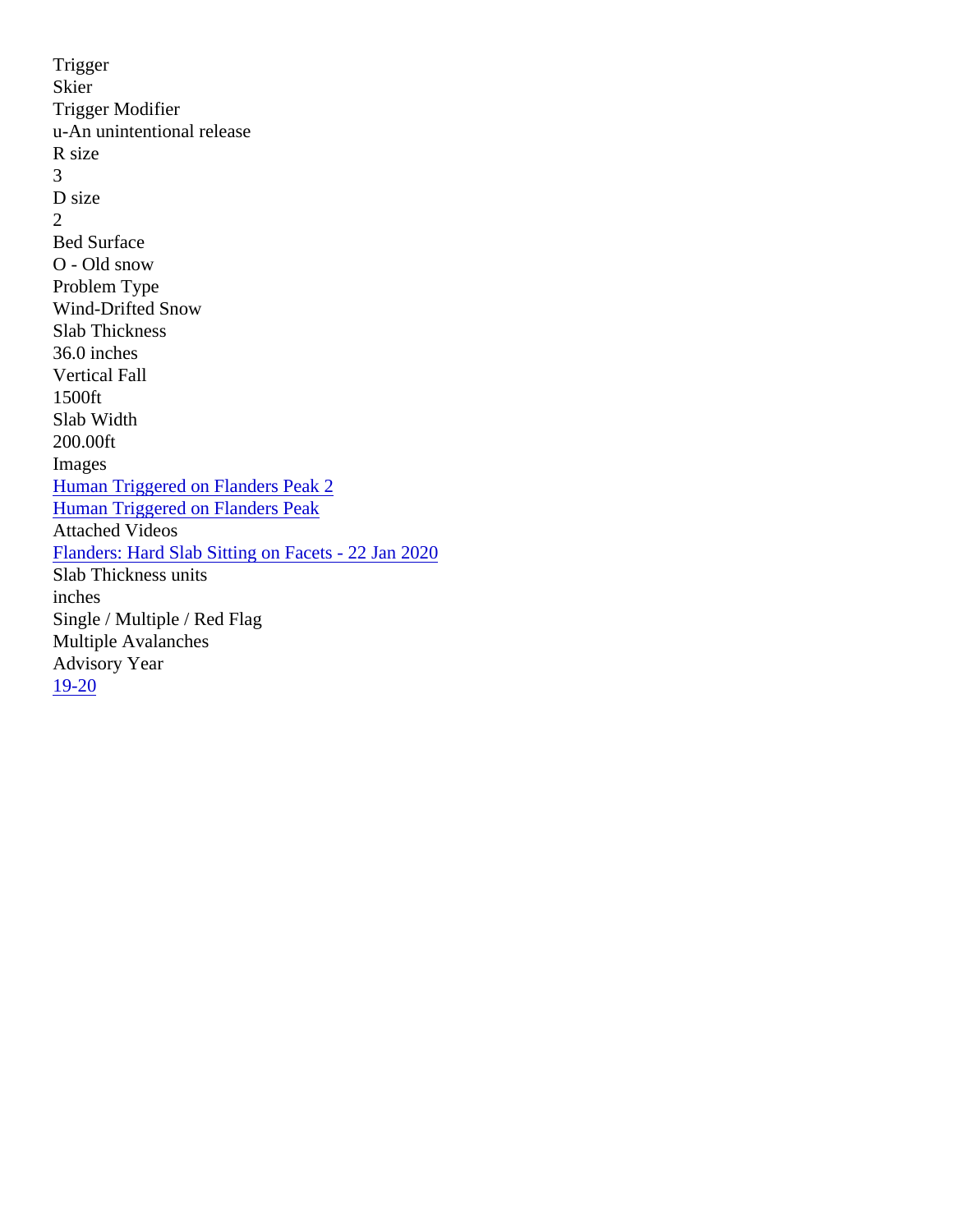Trigger
Skier
Trigger Modifier
u-An unintentional release
R size
3
D size
2
Bed Surface
O - Old snow
Problem Type
Wind-Drifted Snow
Slab Thickness
36.0 inches
Vertical Fall
1500ft
Slab Width
200.00ft
Images
Human Triggered on Flanders Peak 2
Human Triggered on Flanders Peak
Attached Videos
Flanders: Hard Slab Sitting on Facets - 22 Jan 2020
Slab Thickness units
inches
Single / Multiple / Red Flag
Multiple Avalanches
Advisory Year
19-20